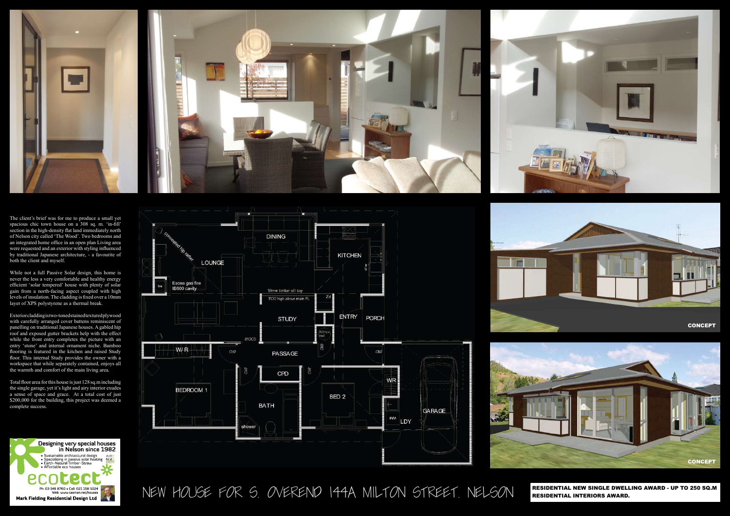# NEW HOUSE FOR S. OVEREND 144A MILTON STREET, NELSON

**RESIDENTIAL NEW SINGLE DWELLING AWARD - UP TO 250 SQ.M**
**RESIDENTIAL INTERIORS AWARD.**

The client's brief was for me to produce a small yet spacious chic town house on a 308 sq. m. 'in-fill' section in the high-density flat land immediately north of Nelson city called 'The Wood'. Two bedrooms and an integrated home office in an open plan Living area were requested and an exterior with styling influenced by traditional Japanese architecture, - a favourite of both the client and myself.

While not a full Passive Solar design, this home is never the less a very comfortable and healthy energy efficient 'solar tempered' house with plenty of solar gain from a north-facing aspect coupled with high levels of insulation. The cladding is fixed over a 10mm layer of XPS polystyrene as a thermal break.

Exterior cladding is two-toned stained textured plywood with carefully arranged cover battens reminiscent of panelling on traditional Japanese houses. A gabled hip roof and exposed gutter brackets help with the effect while the front entry completes the picture with an entry 'stone' and internal ornament niche. Bamboo flooring is featured in the kitchen and raised Study floor. This internal Study provides the owner with a workspace that while separately contained, enjoys all the warmth and comfort of the main living area.

Total floor area for this house is just 128 sq.m including the single garage, yet it's light and airy interior exudes a sense of space and grace. At a total cost of just $200,000 for the building, this project was deemed a complete success.

CONCEPT

CONCEPT

**Designing very special houses in Nelson since 1982**

- Sustainable architectural design
- Specialising in passive solar heating
- Earth-Natural Timber-Straw
- Affordable eco houses

ecotect

Ph: 03 548 8760 • Cell: 021 158 5024
Web: www.tasman.net/houses

**Mark Fielding Residential Design Ltd**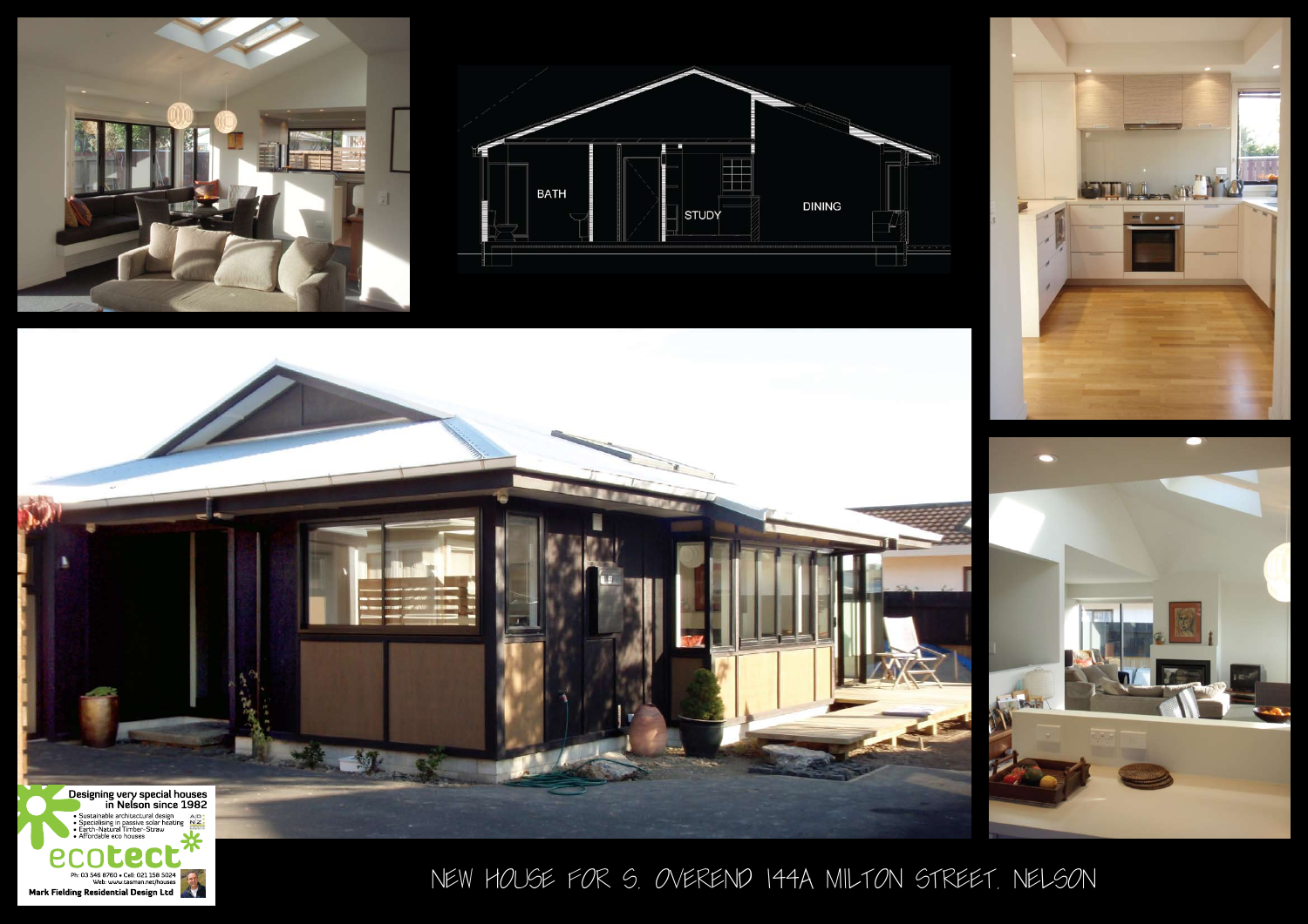BATH

STUDY

DINING

Designing very special houses in Nelson since 1982

- Sustainable architectural design
- Specialising in passive solar heating
- Earth-Natural Timber-Straw
- Affordable eco houses

ecotect

Ph: 03 546 8760 • Cell: 021 158 5024
Web: www.tasman.net/houses

Mark Fielding Residential Design Ltd

NEW HOUSE FOR S. OVEREND 144A MILTON STREET, NELSON